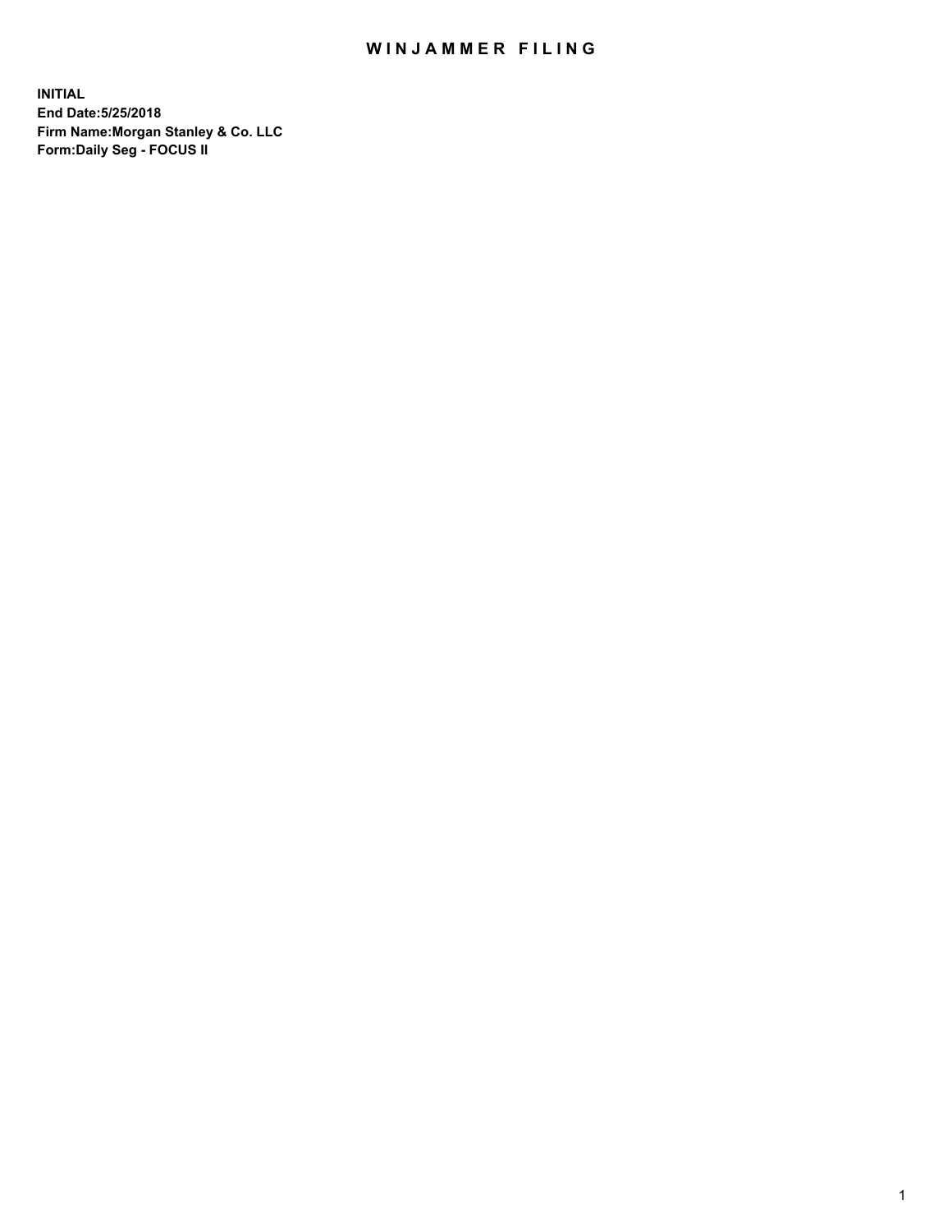# WINJAMMER FILING

**INITIAL**
**End Date:5/25/2018**
**Firm Name:Morgan Stanley & Co. LLC**
**Form:Daily Seg - FOCUS II**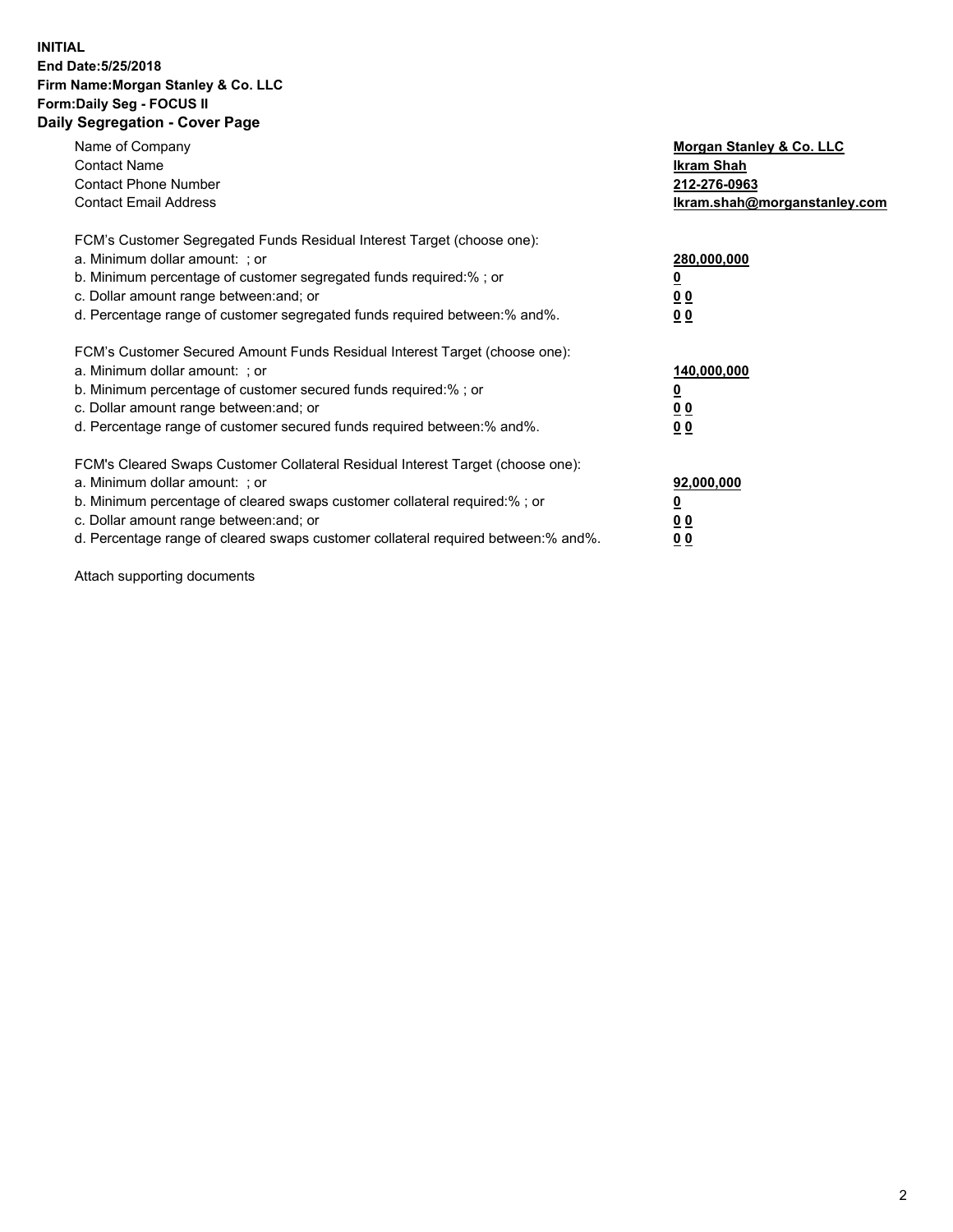**INITIAL**
**End Date:5/25/2018**
**Firm Name:Morgan Stanley & Co. LLC**
**Form:Daily Seg - FOCUS II**
**Daily Segregation - Cover Page**

| | |
|---|---|
| Name of Company | **Morgan Stanley & Co. LLC** |
| Contact Name | **Ikram Shah** |
| Contact Phone Number | **212-276-0963** |
| Contact Email Address | **Ikram.shah@morganstanley.com** |

| | |
|---|---|
| FCM's Customer Segregated Funds Residual Interest Target (choose one): | |
| a. Minimum dollar amount: ; or | **280,000,000** |
| b. Minimum percentage of customer segregated funds required:% ; or | **0** |
| c. Dollar amount range between:and; or | **0 0** |
| d. Percentage range of customer segregated funds required between:% and%. | **0 0** |

| | |
|---|---|
| FCM's Customer Secured Amount Funds Residual Interest Target (choose one): | |
| a. Minimum dollar amount: ; or | **140,000,000** |
| b. Minimum percentage of customer secured funds required:% ; or | **0** |
| c. Dollar amount range between:and; or | **0 0** |
| d. Percentage range of customer secured funds required between:% and%. | **0 0** |

| | |
|---|---|
| FCM's Cleared Swaps Customer Collateral Residual Interest Target (choose one): | |
| a. Minimum dollar amount: ; or | **92,000,000** |
| b. Minimum percentage of cleared swaps customer collateral required:% ; or | **0** |
| c. Dollar amount range between:and; or | **0 0** |
| d. Percentage range of cleared swaps customer collateral required between:% and%. | **0 0** |

Attach supporting documents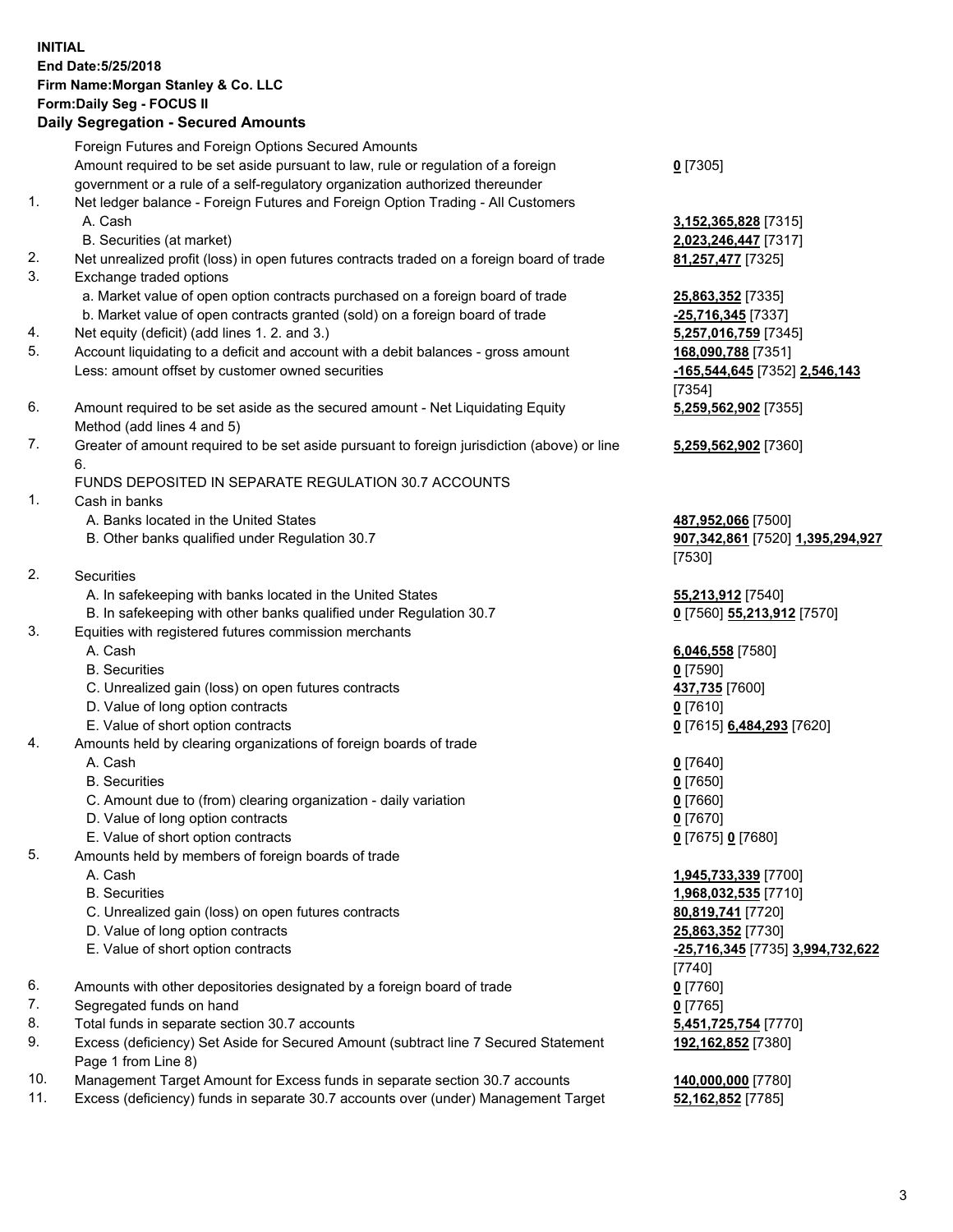**INITIAL**
**End Date:5/25/2018**
**Firm Name:Morgan Stanley & Co. LLC**
**Form:Daily Seg - FOCUS II**
**Daily Segregation - Secured Amounts**

| | | |
|---|---|---|
| | Foreign Futures and Foreign Options Secured Amounts | |
| | Amount required to be set aside pursuant to law, rule or regulation of a foreign government or a rule of a self-regulatory organization authorized thereunder | **0** [7305] |
| 1. | Net ledger balance - Foreign Futures and Foreign Option Trading - All Customers | |
| | A. Cash | **3,152,365,828** [7315] |
| | B. Securities (at market) | **2,023,246,447** [7317] |
| 2. | Net unrealized profit (loss) in open futures contracts traded on a foreign board of trade | **81,257,477** [7325] |
| 3. | Exchange traded options | |
| | a. Market value of open option contracts purchased on a foreign board of trade | **25,863,352** [7335] |
| | b. Market value of open contracts granted (sold) on a foreign board of trade | **-25,716,345** [7337] |
| 4. | Net equity (deficit) (add lines 1. 2. and 3.) | **5,257,016,759** [7345] |
| 5. | Account liquidating to a deficit and account with a debit balances - gross amount | **168,090,788** [7351] |
| | Less: amount offset by customer owned securities | **-165,544,645** [7352] **2,546,143** [7354] |
| 6. | Amount required to be set aside as the secured amount - Net Liquidating Equity Method (add lines 4 and 5) | **5,259,562,902** [7355] |
| 7. | Greater of amount required to be set aside pursuant to foreign jurisdiction (above) or line 6. | **5,259,562,902** [7360] |
| | FUNDS DEPOSITED IN SEPARATE REGULATION 30.7 ACCOUNTS | |
| 1. | Cash in banks | |
| | A. Banks located in the United States | **487,952,066** [7500] |
| | B. Other banks qualified under Regulation 30.7 | **907,342,861** [7520] **1,395,294,927** [7530] |
| 2. | Securities | |
| | A. In safekeeping with banks located in the United States | **55,213,912** [7540] |
| | B. In safekeeping with other banks qualified under Regulation 30.7 | **0** [7560] **55,213,912** [7570] |
| 3. | Equities with registered futures commission merchants | |
| | A. Cash | **6,046,558** [7580] |
| | B. Securities | **0** [7590] |
| | C. Unrealized gain (loss) on open futures contracts | **437,735** [7600] |
| | D. Value of long option contracts | **0** [7610] |
| | E. Value of short option contracts | **0** [7615] **6,484,293** [7620] |
| 4. | Amounts held by clearing organizations of foreign boards of trade | |
| | A. Cash | **0** [7640] |
| | B. Securities | **0** [7650] |
| | C. Amount due to (from) clearing organization - daily variation | **0** [7660] |
| | D. Value of long option contracts | **0** [7670] |
| | E. Value of short option contracts | **0** [7675] **0** [7680] |
| 5. | Amounts held by members of foreign boards of trade | |
| | A. Cash | **1,945,733,339** [7700] |
| | B. Securities | **1,968,032,535** [7710] |
| | C. Unrealized gain (loss) on open futures contracts | **80,819,741** [7720] |
| | D. Value of long option contracts | **25,863,352** [7730] |
| | E. Value of short option contracts | **-25,716,345** [7735] **3,994,732,622** [7740] |
| 6. | Amounts with other depositories designated by a foreign board of trade | **0** [7760] |
| 7. | Segregated funds on hand | **0** [7765] |
| 8. | Total funds in separate section 30.7 accounts | **5,451,725,754** [7770] |
| 9. | Excess (deficiency) Set Aside for Secured Amount (subtract line 7 Secured Statement Page 1 from Line 8) | **192,162,852** [7380] |
| 10. | Management Target Amount for Excess funds in separate section 30.7 accounts | **140,000,000** [7780] |
| 11. | Excess (deficiency) funds in separate 30.7 accounts over (under) Management Target | **52,162,852** [7785] |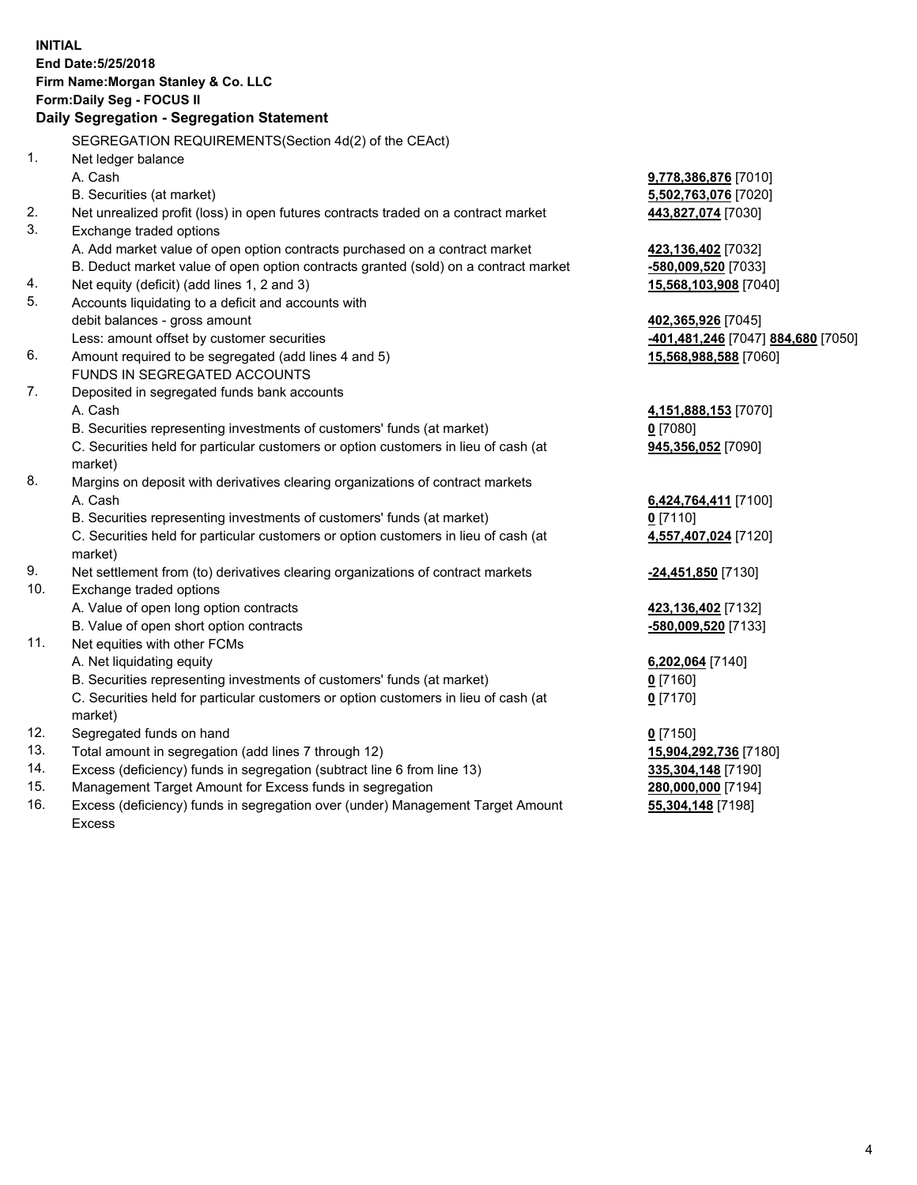**INITIAL**
**End Date:5/25/2018**
**Firm Name:Morgan Stanley & Co. LLC**
**Form:Daily Seg - FOCUS II**
**Daily Segregation - Segregation Statement**

| | | |
|---|---|---|
| | SEGREGATION REQUIREMENTS(Section 4d(2) of the CEAct) | |
| 1. | Net ledger balance | |
| | A. Cash | **9,778,386,876** [7010] |
| | B. Securities (at market) | **5,502,763,076** [7020] |
| 2. | Net unrealized profit (loss) in open futures contracts traded on a contract market | **443,827,074** [7030] |
| 3. | Exchange traded options | |
| | A. Add market value of open option contracts purchased on a contract market | **423,136,402** [7032] |
| | B. Deduct market value of open option contracts granted (sold) on a contract market | **-580,009,520** [7033] |
| 4. | Net equity (deficit) (add lines 1, 2 and 3) | **15,568,103,908** [7040] |
| 5. | Accounts liquidating to a deficit and accounts with debit balances - gross amount | **402,365,926** [7045] |
| | Less: amount offset by customer securities | **-401,481,246** [7047] **884,680** [7050] |
| 6. | Amount required to be segregated (add lines 4 and 5) | **15,568,988,588** [7060] |
| | FUNDS IN SEGREGATED ACCOUNTS | |
| 7. | Deposited in segregated funds bank accounts | |
| | A. Cash | **4,151,888,153** [7070] |
| | B. Securities representing investments of customers' funds (at market) | **0** [7080] |
| | C. Securities held for particular customers or option customers in lieu of cash (at market) | **945,356,052** [7090] |
| 8. | Margins on deposit with derivatives clearing organizations of contract markets | |
| | A. Cash | **6,424,764,411** [7100] |
| | B. Securities representing investments of customers' funds (at market) | **0** [7110] |
| | C. Securities held for particular customers or option customers in lieu of cash (at market) | **4,557,407,024** [7120] |
| 9. | Net settlement from (to) derivatives clearing organizations of contract markets | **-24,451,850** [7130] |
| 10. | Exchange traded options | |
| | A. Value of open long option contracts | **423,136,402** [7132] |
| | B. Value of open short option contracts | **-580,009,520** [7133] |
| 11. | Net equities with other FCMs | |
| | A. Net liquidating equity | **6,202,064** [7140] |
| | B. Securities representing investments of customers' funds (at market) | **0** [7160] |
| | C. Securities held for particular customers or option customers in lieu of cash (at market) | **0** [7170] |
| 12. | Segregated funds on hand | **0** [7150] |
| 13. | Total amount in segregation (add lines 7 through 12) | **15,904,292,736** [7180] |
| 14. | Excess (deficiency) funds in segregation (subtract line 6 from line 13) | **335,304,148** [7190] |
| 15. | Management Target Amount for Excess funds in segregation | **280,000,000** [7194] |
| 16. | Excess (deficiency) funds in segregation over (under) Management Target Amount Excess | **55,304,148** [7198] |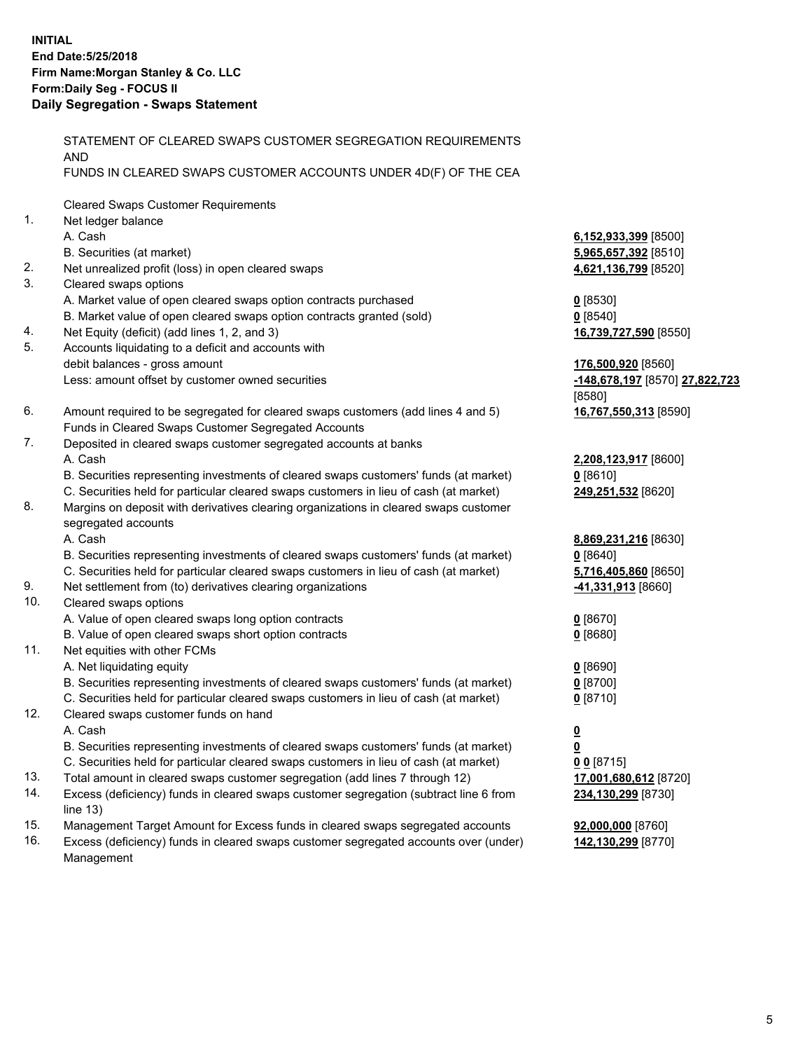**INITIAL**
**End Date:5/25/2018**
**Firm Name:Morgan Stanley & Co. LLC**
**Form:Daily Seg - FOCUS II**
**Daily Segregation - Swaps Statement**

STATEMENT OF CLEARED SWAPS CUSTOMER SEGREGATION REQUIREMENTS AND FUNDS IN CLEARED SWAPS CUSTOMER ACCOUNTS UNDER 4D(F) OF THE CEA

| | | |
|---|---|---|
| | Cleared Swaps Customer Requirements | |
| 1. | Net ledger balance | |
| | A. Cash | **6,152,933,399** [8500] |
| | B. Securities (at market) | **5,965,657,392** [8510] |
| 2. | Net unrealized profit (loss) in open cleared swaps | **4,621,136,799** [8520] |
| 3. | Cleared swaps options | |
| | A. Market value of open cleared swaps option contracts purchased | **0** [8530] |
| | B. Market value of open cleared swaps option contracts granted (sold) | **0** [8540] |
| 4. | Net Equity (deficit) (add lines 1, 2, and 3) | **16,739,727,590** [8550] |
| 5. | Accounts liquidating to a deficit and accounts with debit balances - gross amount | **176,500,920** [8560] |
| | Less: amount offset by customer owned securities | **-148,678,197** [8570] **27,822,723** [8580] |
| 6. | Amount required to be segregated for cleared swaps customers (add lines 4 and 5) | **16,767,550,313** [8590] |
| | Funds in Cleared Swaps Customer Segregated Accounts | |
| 7. | Deposited in cleared swaps customer segregated accounts at banks | |
| | A. Cash | **2,208,123,917** [8600] |
| | B. Securities representing investments of cleared swaps customers' funds (at market) | **0** [8610] |
| | C. Securities held for particular cleared swaps customers in lieu of cash (at market) | **249,251,532** [8620] |
| 8. | Margins on deposit with derivatives clearing organizations in cleared swaps customer segregated accounts | |
| | A. Cash | **8,869,231,216** [8630] |
| | B. Securities representing investments of cleared swaps customers' funds (at market) | **0** [8640] |
| | C. Securities held for particular cleared swaps customers in lieu of cash (at market) | **5,716,405,860** [8650] |
| 9. | Net settlement from (to) derivatives clearing organizations | **-41,331,913** [8660] |
| 10. | Cleared swaps options | |
| | A. Value of open cleared swaps long option contracts | **0** [8670] |
| | B. Value of open cleared swaps short option contracts | **0** [8680] |
| 11. | Net equities with other FCMs | |
| | A. Net liquidating equity | **0** [8690] |
| | B. Securities representing investments of cleared swaps customers' funds (at market) | **0** [8700] |
| | C. Securities held for particular cleared swaps customers in lieu of cash (at market) | **0** [8710] |
| 12. | Cleared swaps customer funds on hand | |
| | A. Cash | **0** |
| | B. Securities representing investments of cleared swaps customers' funds (at market) | **0** |
| | C. Securities held for particular cleared swaps customers in lieu of cash (at market) | **0** **0** [8715] |
| 13. | Total amount in cleared swaps customer segregation (add lines 7 through 12) | **17,001,680,612** [8720] |
| 14. | Excess (deficiency) funds in cleared swaps customer segregation (subtract line 6 from line 13) | **234,130,299** [8730] |
| 15. | Management Target Amount for Excess funds in cleared swaps segregated accounts | **92,000,000** [8760] |
| 16. | Excess (deficiency) funds in cleared swaps customer segregated accounts over (under) Management | **142,130,299** [8770] |